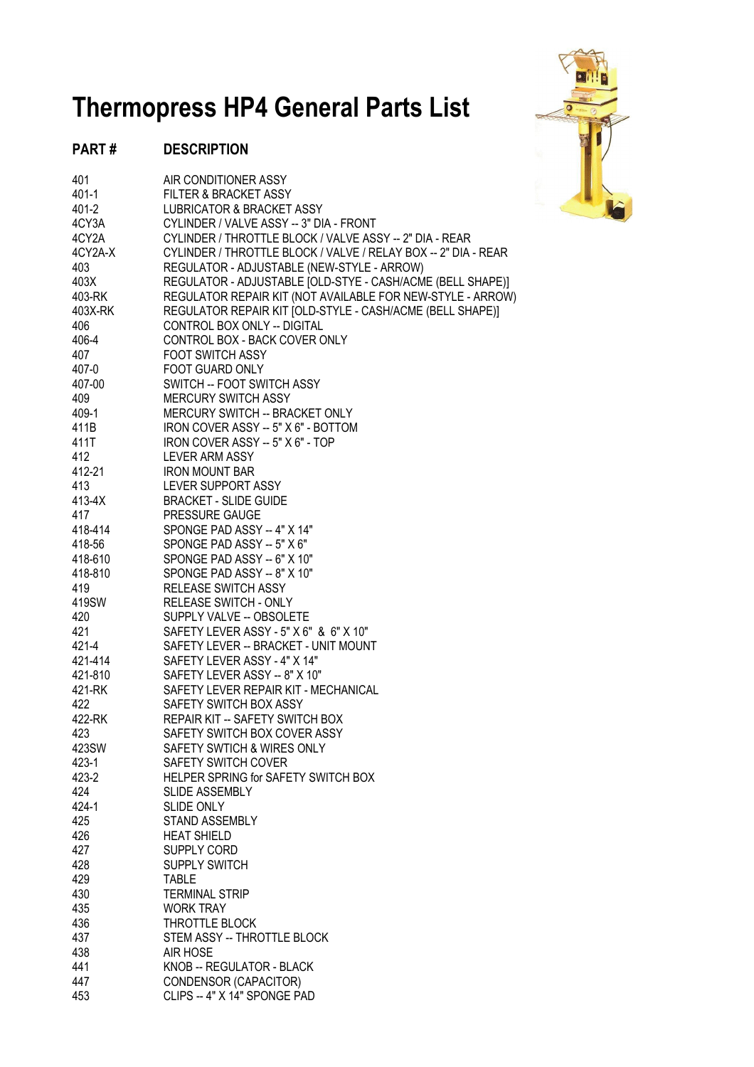# Thermopress HP4 General Parts List

| PART # | DESCRIPTION |
|---|---|
| 401 | AIR CONDITIONER ASSY |
| 401-1 | FILTER & BRACKET ASSY |
| 401-2 | LUBRICATOR & BRACKET ASSY |
| 4CY3A | CYLINDER / VALVE ASSY -- 3" DIA - FRONT |
| 4CY2A | CYLINDER / THROTTLE BLOCK / VALVE ASSY -- 2" DIA - REAR |
| 4CY2A-X | CYLINDER / THROTTLE BLOCK / VALVE / RELAY BOX -- 2" DIA - REAR |
| 403 | REGULATOR - ADJUSTABLE (NEW-STYLE - ARROW) |
| 403X | REGULATOR - ADJUSTABLE [OLD-STYE - CASH/ACME (BELL SHAPE)] |
| 403-RK | REGULATOR REPAIR KIT (NOT AVAILABLE FOR NEW-STYLE - ARROW) |
| 403X-RK | REGULATOR REPAIR KIT [OLD-STYLE - CASH/ACME (BELL SHAPE)] |
| 406 | CONTROL BOX ONLY -- DIGITAL |
| 406-4 | CONTROL BOX - BACK COVER ONLY |
| 407 | FOOT SWITCH ASSY |
| 407-0 | FOOT GUARD ONLY |
| 407-00 | SWITCH -- FOOT SWITCH ASSY |
| 409 | MERCURY SWITCH ASSY |
| 409-1 | MERCURY SWITCH -- BRACKET ONLY |
| 411B | IRON COVER ASSY -- 5" X 6" - BOTTOM |
| 411T | IRON COVER ASSY -- 5" X 6" - TOP |
| 412 | LEVER ARM ASSY |
| 412-21 | IRON MOUNT BAR |
| 413 | LEVER SUPPORT ASSY |
| 413-4X | BRACKET - SLIDE GUIDE |
| 417 | PRESSURE GAUGE |
| 418-414 | SPONGE PAD ASSY -- 4" X 14" |
| 418-56 | SPONGE PAD ASSY -- 5" X 6" |
| 418-610 | SPONGE PAD ASSY -- 6" X 10" |
| 418-810 | SPONGE PAD ASSY -- 8" X 10" |
| 419 | RELEASE SWITCH ASSY |
| 419SW | RELEASE SWITCH - ONLY |
| 420 | SUPPLY VALVE -- OBSOLETE |
| 421 | SAFETY LEVER ASSY - 5" X 6" & 6" X 10" |
| 421-4 | SAFETY LEVER -- BRACKET - UNIT MOUNT |
| 421-414 | SAFETY LEVER ASSY - 4" X 14" |
| 421-810 | SAFETY LEVER ASSY -- 8" X 10" |
| 421-RK | SAFETY LEVER REPAIR KIT - MECHANICAL |
| 422 | SAFETY SWITCH BOX ASSY |
| 422-RK | REPAIR KIT -- SAFETY SWITCH BOX |
| 423 | SAFETY SWITCH BOX COVER ASSY |
| 423SW | SAFETY SWTICH & WIRES ONLY |
| 423-1 | SAFETY SWITCH COVER |
| 423-2 | HELPER SPRING for SAFETY SWITCH BOX |
| 424 | SLIDE ASSEMBLY |
| 424-1 | SLIDE ONLY |
| 425 | STAND ASSEMBLY |
| 426 | HEAT SHIELD |
| 427 | SUPPLY CORD |
| 428 | SUPPLY SWITCH |
| 429 | TABLE |
| 430 | TERMINAL STRIP |
| 435 | WORK TRAY |
| 436 | THROTTLE BLOCK |
| 437 | STEM ASSY -- THROTTLE BLOCK |
| 438 | AIR HOSE |
| 441 | KNOB -- REGULATOR - BLACK |
| 447 | CONDENSOR (CAPACITOR) |
| 453 | CLIPS -- 4" X 14" SPONGE PAD |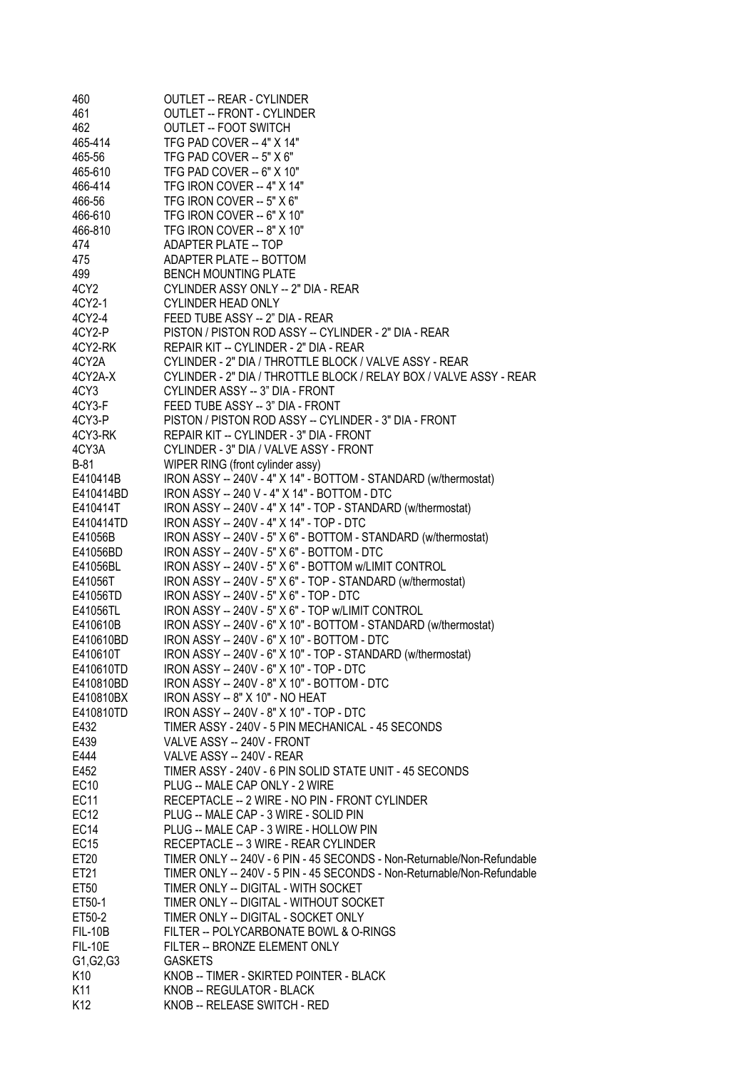| | |
|---|---|
| 460 | OUTLET -- REAR - CYLINDER |
| 461 | OUTLET -- FRONT - CYLINDER |
| 462 | OUTLET -- FOOT SWITCH |
| 465-414 | TFG PAD COVER -- 4" X 14" |
| 465-56 | TFG PAD COVER -- 5" X 6" |
| 465-610 | TFG PAD COVER -- 6" X 10" |
| 466-414 | TFG IRON COVER -- 4" X 14" |
| 466-56 | TFG IRON COVER -- 5" X 6" |
| 466-610 | TFG IRON COVER -- 6" X 10" |
| 466-810 | TFG IRON COVER -- 8" X 10" |
| 474 | ADAPTER PLATE -- TOP |
| 475 | ADAPTER PLATE -- BOTTOM |
| 499 | BENCH MOUNTING PLATE |
| 4CY2 | CYLINDER ASSY ONLY -- 2" DIA - REAR |
| 4CY2-1 | CYLINDER HEAD ONLY |
| 4CY2-4 | FEED TUBE ASSY -- 2" DIA - REAR |
| 4CY2-P | PISTON / PISTON ROD ASSY -- CYLINDER - 2" DIA - REAR |
| 4CY2-RK | REPAIR KIT -- CYLINDER - 2" DIA - REAR |
| 4CY2A | CYLINDER - 2" DIA / THROTTLE BLOCK / VALVE ASSY - REAR |
| 4CY2A-X | CYLINDER - 2" DIA / THROTTLE BLOCK / RELAY BOX / VALVE ASSY - REAR |
| 4CY3 | CYLINDER ASSY -- 3" DIA - FRONT |
| 4CY3-F | FEED TUBE ASSY -- 3" DIA - FRONT |
| 4CY3-P | PISTON / PISTON ROD ASSY -- CYLINDER - 3" DIA - FRONT |
| 4CY3-RK | REPAIR KIT -- CYLINDER - 3" DIA - FRONT |
| 4CY3A | CYLINDER - 3" DIA / VALVE ASSY - FRONT |
| B-81 | WIPER RING (front cylinder assy) |
| E410414B | IRON ASSY -- 240V - 4" X 14" - BOTTOM - STANDARD (w/thermostat) |
| E410414BD | IRON ASSY -- 240 V - 4" X 14" - BOTTOM - DTC |
| E410414T | IRON ASSY -- 240V - 4" X 14" - TOP - STANDARD (w/thermostat) |
| E410414TD | IRON ASSY -- 240V - 4" X 14" - TOP - DTC |
| E41056B | IRON ASSY -- 240V - 5" X 6" - BOTTOM - STANDARD (w/thermostat) |
| E41056BD | IRON ASSY -- 240V - 5" X 6" - BOTTOM - DTC |
| E41056BL | IRON ASSY -- 240V - 5" X 6" - BOTTOM w/LIMIT CONTROL |
| E41056T | IRON ASSY -- 240V - 5" X 6" - TOP - STANDARD (w/thermostat) |
| E41056TD | IRON ASSY -- 240V - 5" X 6" - TOP - DTC |
| E41056TL | IRON ASSY -- 240V - 5" X 6" - TOP w/LIMIT CONTROL |
| E410610B | IRON ASSY -- 240V - 6" X 10" - BOTTOM - STANDARD (w/thermostat) |
| E410610BD | IRON ASSY -- 240V - 6" X 10" - BOTTOM - DTC |
| E410610T | IRON ASSY -- 240V - 6" X 10" - TOP - STANDARD (w/thermostat) |
| E410610TD | IRON ASSY -- 240V - 6" X 10" - TOP - DTC |
| E410810BD | IRON ASSY -- 240V - 8" X 10" - BOTTOM - DTC |
| E410810BX | IRON ASSY -- 8" X 10" - NO HEAT |
| E410810TD | IRON ASSY -- 240V - 8" X 10" - TOP - DTC |
| E432 | TIMER ASSY - 240V - 5 PIN MECHANICAL - 45 SECONDS |
| E439 | VALVE ASSY -- 240V - FRONT |
| E444 | VALVE ASSY -- 240V - REAR |
| E452 | TIMER ASSY - 240V - 6 PIN SOLID STATE UNIT - 45 SECONDS |
| EC10 | PLUG -- MALE CAP ONLY - 2 WIRE |
| EC11 | RECEPTACLE -- 2 WIRE - NO PIN - FRONT CYLINDER |
| EC12 | PLUG -- MALE CAP - 3 WIRE - SOLID PIN |
| EC14 | PLUG -- MALE CAP - 3 WIRE - HOLLOW PIN |
| EC15 | RECEPTACLE -- 3 WIRE - REAR CYLINDER |
| ET20 | TIMER ONLY -- 240V - 6 PIN - 45 SECONDS - Non-Returnable/Non-Refundable |
| ET21 | TIMER ONLY -- 240V - 5 PIN - 45 SECONDS - Non-Returnable/Non-Refundable |
| ET50 | TIMER ONLY -- DIGITAL - WITH SOCKET |
| ET50-1 | TIMER ONLY -- DIGITAL - WITHOUT SOCKET |
| ET50-2 | TIMER ONLY -- DIGITAL - SOCKET ONLY |
| FIL-10B | FILTER -- POLYCARBONATE BOWL & O-RINGS |
| FIL-10E | FILTER -- BRONZE ELEMENT ONLY |
| G1,G2,G3 | GASKETS |
| K10 | KNOB -- TIMER - SKIRTED POINTER - BLACK |
| K11 | KNOB -- REGULATOR - BLACK |
| K12 | KNOB -- RELEASE SWITCH - RED |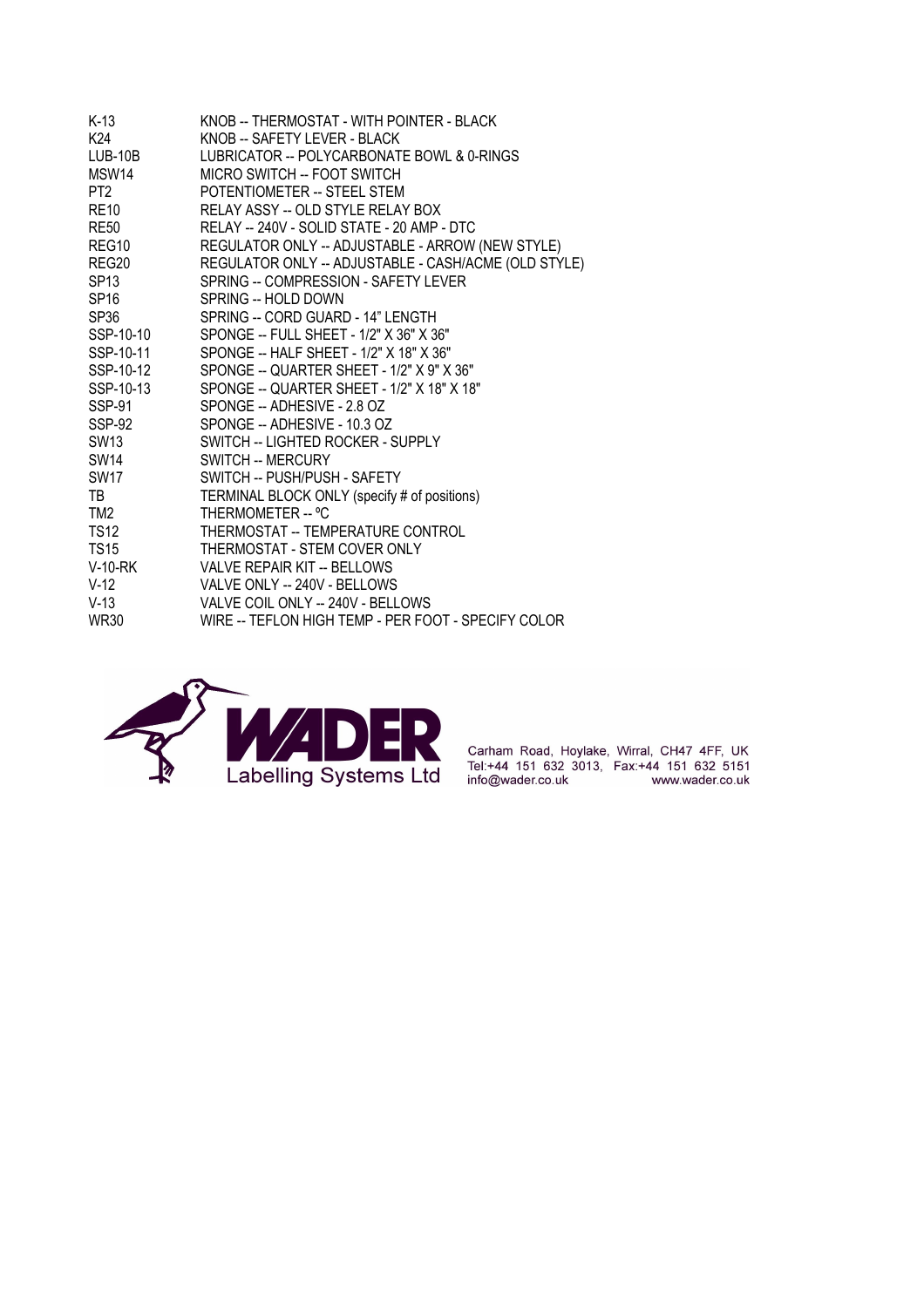| | |
|---|---|
| K-13 | KNOB -- THERMOSTAT - WITH POINTER - BLACK |
| K24 | KNOB -- SAFETY LEVER - BLACK |
| LUB-10B | LUBRICATOR -- POLYCARBONATE BOWL & 0-RINGS |
| MSW14 | MICRO SWITCH -- FOOT SWITCH |
| PT2 | POTENTIOMETER -- STEEL STEM |
| RE10 | RELAY ASSY -- OLD STYLE RELAY BOX |
| RE50 | RELAY -- 240V - SOLID STATE - 20 AMP - DTC |
| REG10 | REGULATOR ONLY -- ADJUSTABLE - ARROW (NEW STYLE) |
| REG20 | REGULATOR ONLY -- ADJUSTABLE - CASH/ACME (OLD STYLE) |
| SP13 | SPRING -- COMPRESSION - SAFETY LEVER |
| SP16 | SPRING -- HOLD DOWN |
| SP36 | SPRING -- CORD GUARD - 14" LENGTH |
| SSP-10-10 | SPONGE -- FULL SHEET - 1/2" X 36" X 36" |
| SSP-10-11 | SPONGE -- HALF SHEET - 1/2" X 18" X 36" |
| SSP-10-12 | SPONGE -- QUARTER SHEET - 1/2" X 9" X 36" |
| SSP-10-13 | SPONGE -- QUARTER SHEET - 1/2" X 18" X 18" |
| SSP-91 | SPONGE -- ADHESIVE - 2.8 OZ |
| SSP-92 | SPONGE -- ADHESIVE - 10.3 OZ |
| SW13 | SWITCH -- LIGHTED ROCKER - SUPPLY |
| SW14 | SWITCH -- MERCURY |
| SW17 | SWITCH -- PUSH/PUSH - SAFETY |
| TB | TERMINAL BLOCK ONLY (specify # of positions) |
| TM2 | THERMOMETER -- ºC |
| TS12 | THERMOSTAT -- TEMPERATURE CONTROL |
| TS15 | THERMOSTAT - STEM COVER ONLY |
| V-10-RK | VALVE REPAIR KIT -- BELLOWS |
| V-12 | VALVE ONLY -- 240V - BELLOWS |
| V-13 | VALVE COIL ONLY -- 240V - BELLOWS |
| WR30 | WIRE -- TEFLON HIGH TEMP - PER FOOT - SPECIFY COLOR |

WADER Labelling Systems Ltd

Carham Road, Hoylake, Wirral, CH47 4FF, UK
Tel:+44 151 632 3013, Fax:+44 151 632 5151
info@wader.co.uk www.wader.co.uk